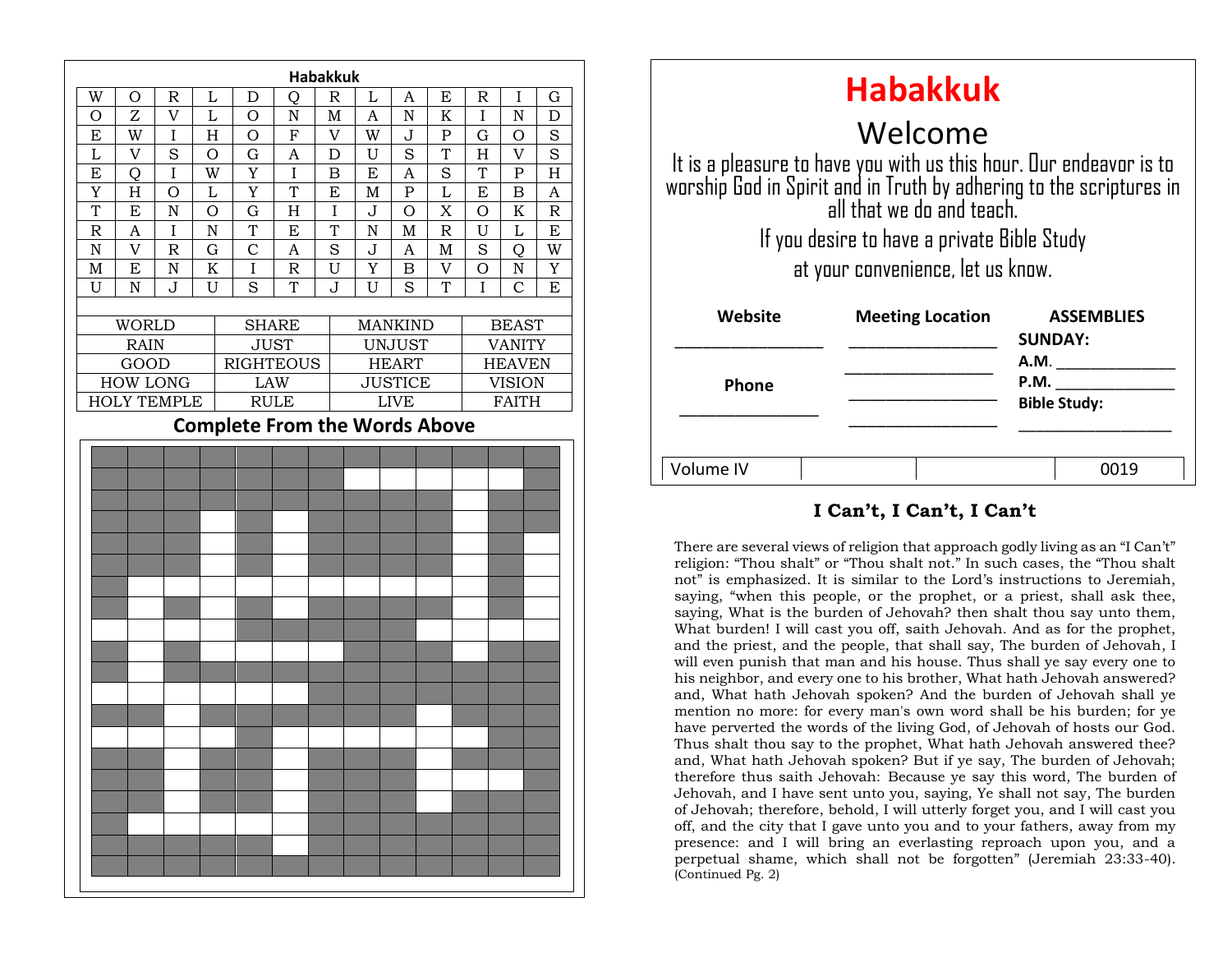## Habakkuk

| W | O | R | L | D | Q | R | L | A | E | R | I | G |
|---|---|---|---|---|---|---|---|---|---|---|---|---|
| O | Z | V | L | O | N | M | A | N | K | I | N | D |
| E | W | I | H | O | F | V | W | J | P | G | O | S |
| L | V | S | O | G | A | D | U | S | T | H | V | S |
| E | Q | I | W | Y | I | B | E | A | S | T | P | H |
| Y | H | O | L | Y | T | E | M | P | L | E | B | A |
| T | E | N | O | G | H | I | J | O | X | O | K | R |
| R | A | I | N | T | E | T | N | M | R | U | L | E |
| N | V | R | G | C | A | S | J | A | M | S | Q | W |
| M | E | N | K | I | R | U | Y | B | V | O | N | Y |
| U | N | J | U | S | T | J | U | S | T | I | C | E |

| | | | |
|---|---|---|---|
| WORLD | SHARE | MANKIND | BEAST |
| RAIN | JUST | UNJUST | VANITY |
| GOOD | RIGHTEOUS | HEART | HEAVEN |
| HOW LONG | LAW | JUSTICE | VISION |
| HOLY TEMPLE | RULE | LIVE | FAITH |

**Complete From the Words Above**

# Habakkuk

## Welcome

It is a pleasure to have you with us this hour. Our endeavor is to worship God in Spirit and in Truth by adhering to the scriptures in all that we do and teach.

If you desire to have a private Bible Study at your convenience, let us know.

| Website | Meeting Location | ASSEMBLIES |
|---|---|---|
| ________________ | ________________ | **SUNDAY:** |
| | ________________ | **A.M.** ______________ |
| **Phone** | ________________ | **P.M.** ______________ |
| ________________ | ________________ | **Bible Study:** ______________ |

| Volume IV | | | 0019 |
|---|---|---|---|

### I Can't, I Can't, I Can't

There are several views of religion that approach godly living as an "I Can't" religion: "Thou shalt" or "Thou shalt not." In such cases, the "Thou shalt not" is emphasized. It is similar to the Lord's instructions to Jeremiah, saying, "when this people, or the prophet, or a priest, shall ask thee, saying, What is the burden of Jehovah? then shalt thou say unto them, What burden! I will cast you off, saith Jehovah. And as for the prophet, and the priest, and the people, that shall say, The burden of Jehovah, I will even punish that man and his house. Thus shall ye say every one to his neighbor, and every one to his brother, What hath Jehovah answered? and, What hath Jehovah spoken? And the burden of Jehovah shall ye mention no more: for every man's own word shall be his burden; for ye have perverted the words of the living God, of Jehovah of hosts our God. Thus shalt thou say to the prophet, What hath Jehovah answered thee? and, What hath Jehovah spoken? But if ye say, The burden of Jehovah; therefore thus saith Jehovah: Because ye say this word, The burden of Jehovah, and I have sent unto you, saying, Ye shall not say, The burden of Jehovah; therefore, behold, I will utterly forget you, and I will cast you off, and the city that I gave unto you and to your fathers, away from my presence: and I will bring an everlasting reproach upon you, and a perpetual shame, which shall not be forgotten" (Jeremiah 23:33-40). (Continued Pg. 2)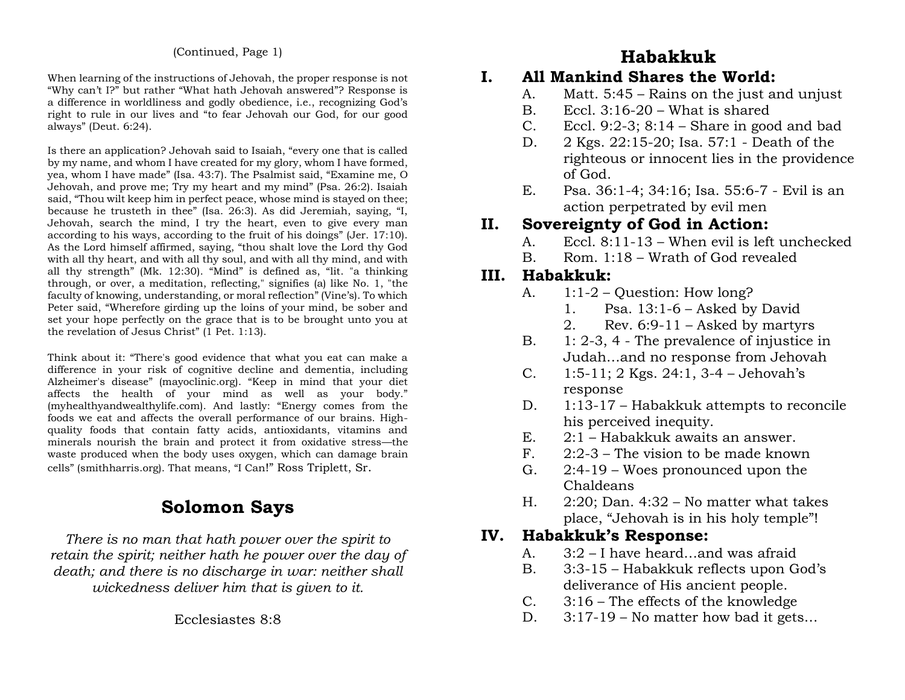(Continued, Page 1)

When learning of the instructions of Jehovah, the proper response is not “Why can’t I?” but rather “What hath Jehovah answered”? Response is a difference in worldliness and godly obedience, i.e., recognizing God’s right to rule in our lives and “to fear Jehovah our God, for our good always” (Deut. 6:24).

Is there an application? Jehovah said to Isaiah, “every one that is called by my name, and whom I have created for my glory, whom I have formed, yea, whom I have made” (Isa. 43:7). The Psalmist said, “Examine me, O Jehovah, and prove me; Try my heart and my mind” (Psa. 26:2). Isaiah said, “Thou wilt keep him in perfect peace, whose mind is stayed on thee; because he trusteth in thee” (Isa. 26:3). As did Jeremiah, saying, “I, Jehovah, search the mind, I try the heart, even to give every man according to his ways, according to the fruit of his doings” (Jer. 17:10). As the Lord himself affirmed, saying, “thou shalt love the Lord thy God with all thy heart, and with all thy soul, and with all thy mind, and with all thy strength” (Mk. 12:30). “Mind” is defined as, “lit. "a thinking through, or over, a meditation, reflecting," signifies (a) like No. 1, "the faculty of knowing, understanding, or moral reflection” (Vine’s). To which Peter said, “Wherefore girding up the loins of your mind, be sober and set your hope perfectly on the grace that is to be brought unto you at the revelation of Jesus Christ” (1 Pet. 1:13).

Think about it: “There's good evidence that what you eat can make a difference in your risk of cognitive decline and dementia, including Alzheimer's disease” (mayoclinic.org). “Keep in mind that your diet affects the health of your mind as well as your body.” (myhealthyandwealthylife.com). And lastly: “Energy comes from the foods we eat and affects the overall performance of our brains. High-quality foods that contain fatty acids, antioxidants, vitamins and minerals nourish the brain and protect it from oxidative stress—the waste produced when the body uses oxygen, which can damage brain cells” (smithharris.org). That means, “I Can!” Ross Triplett, Sr.

## Solomon Says

*There is no man that hath power over the spirit to retain the spirit; neither hath he power over the day of death; and there is no discharge in war: neither shall wickedness deliver him that is given to it.*

Ecclesiastes 8:8

# Habakkuk

## I. All Mankind Shares the World:

- A. Matt. 5:45 – Rains on the just and unjust
- B. Eccl. 3:16-20 – What is shared
- C. Eccl. 9:2-3; 8:14 – Share in good and bad
- D. 2 Kgs. 22:15-20; Isa. 57:1 - Death of the righteous or innocent lies in the providence of God.
- E. Psa. 36:1-4; 34:16; Isa. 55:6-7 - Evil is an action perpetrated by evil men

## II. Sovereignty of God in Action:

- A. Eccl. 8:11-13 – When evil is left unchecked
- B. Rom. 1:18 – Wrath of God revealed

## III. Habakkuk:

- A. 1:1-2 – Question: How long?
  1. Psa. 13:1-6 – Asked by David
  2. Rev. 6:9-11 – Asked by martyrs
- B. 1: 2-3, 4 - The prevalence of injustice in Judah…and no response from Jehovah
- C. 1:5-11; 2 Kgs. 24:1, 3-4 – Jehovah’s response
- D. 1:13-17 – Habakkuk attempts to reconcile his perceived inequity.
- E. 2:1 – Habakkuk awaits an answer.
- F. 2:2-3 – The vision to be made known
- G. 2:4-19 – Woes pronounced upon the Chaldeans
- H. 2:20; Dan. 4:32 – No matter what takes place, “Jehovah is in his holy temple”!

## IV. Habakkuk’s Response:

- A. 3:2 – I have heard…and was afraid
- B. 3:3-15 – Habakkuk reflects upon God’s deliverance of His ancient people.
- C. 3:16 – The effects of the knowledge
- D. 3:17-19 – No matter how bad it gets…